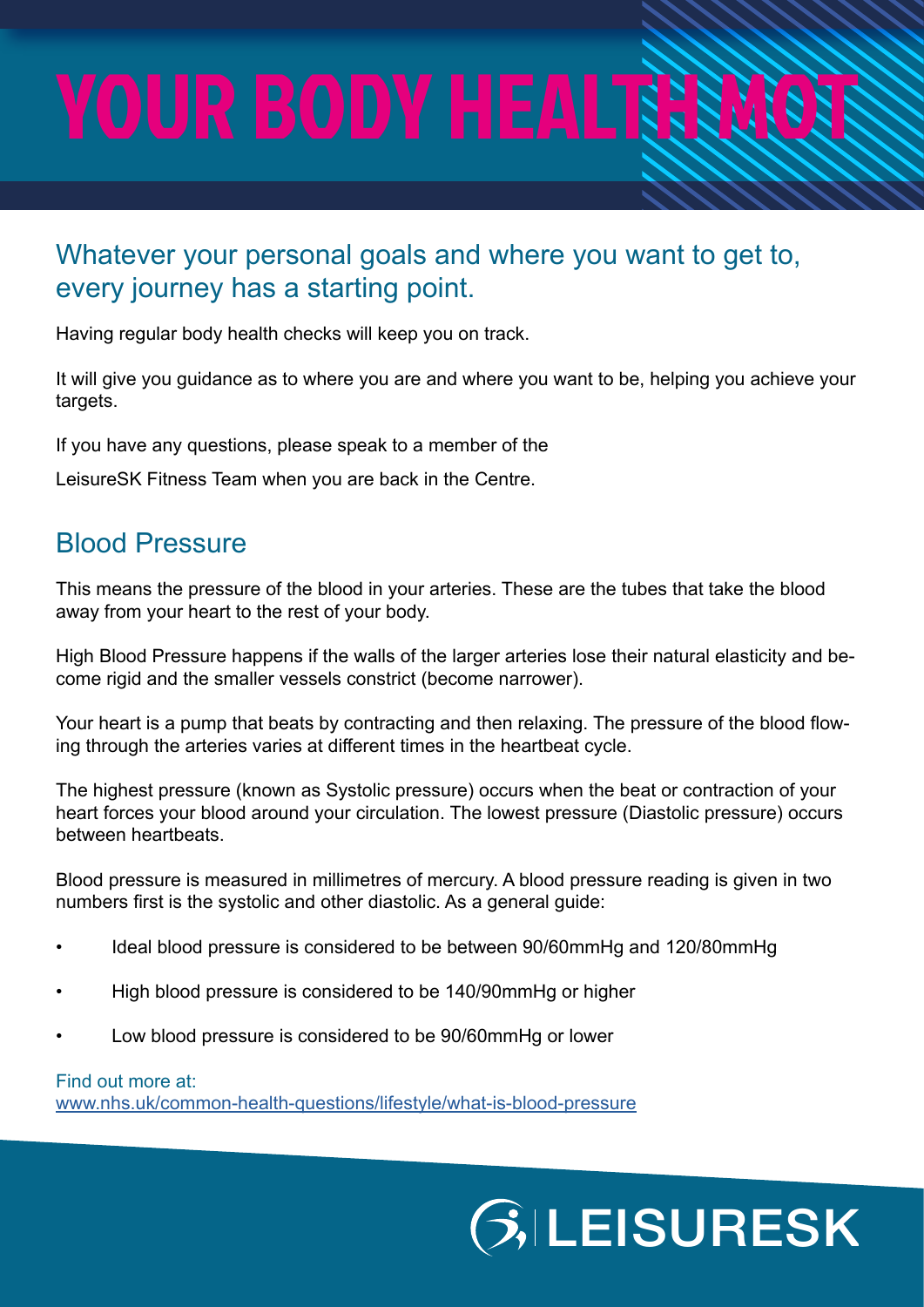# YOUR BODY HEALTH MOT

## Whatever your personal goals and where you want to get to, every journey has a starting point.

Having regular body health checks will keep you on track.

It will give you guidance as to where you are and where you want to be, helping you achieve your targets.

If you have any questions, please speak to a member of the

LeisureSK Fitness Team when you are back in the Centre.

## Blood Pressure

This means the pressure of the blood in your arteries. These are the tubes that take the blood away from your heart to the rest of your body.

High Blood Pressure happens if the walls of the larger arteries lose their natural elasticity and become rigid and the smaller vessels constrict (become narrower).

Your heart is a pump that beats by contracting and then relaxing. The pressure of the blood flowing through the arteries varies at different times in the heartbeat cycle.

The highest pressure (known as Systolic pressure) occurs when the beat or contraction of your heart forces your blood around your circulation. The lowest pressure (Diastolic pressure) occurs between heartbeats.

Blood pressure is measured in millimetres of mercury. A blood pressure reading is given in two numbers first is the systolic and other diastolic. As a general guide:

- Ideal blood pressure is considered to be between 90/60mmHg and 120/80mmHg
- High blood pressure is considered to be 140/90mmHg or higher
- Low blood pressure is considered to be 90/60mmHg or lower

Find out more at:
www.nhs.uk/common-health-questions/lifestyle/what-is-blood-pressure

LEISURESK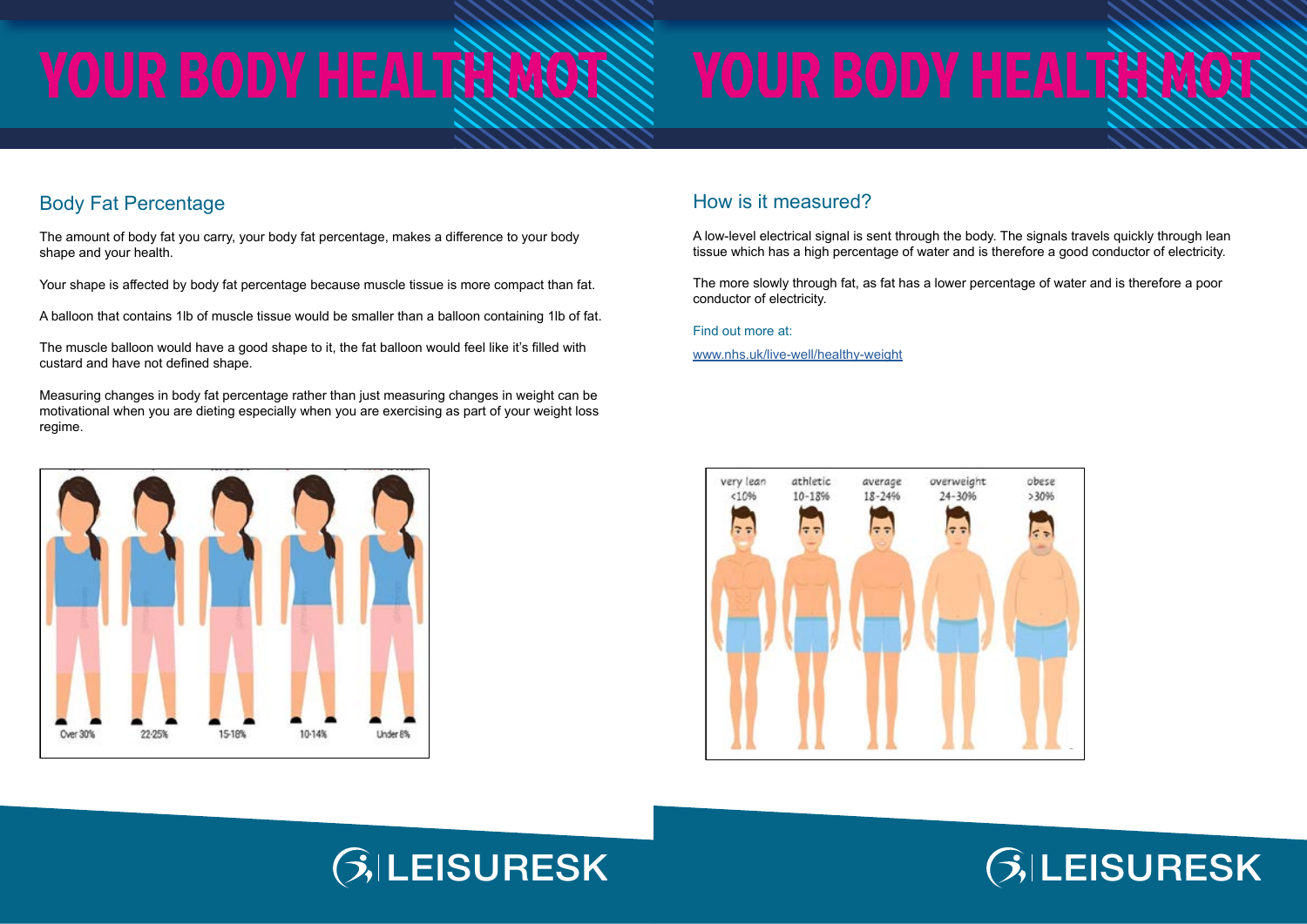# YOUR BODY HEALTH MOT

## Body Fat Percentage

The amount of body fat you carry, your body fat percentage, makes a difference to your body shape and your health.

Your shape is affected by body fat percentage because muscle tissue is more compact than fat.

A balloon that contains 1lb of muscle tissue would be smaller than a balloon containing 1lb of fat.

The muscle balloon would have a good shape to it, the fat balloon would feel like it's filled with custard and have not defined shape.

Measuring changes in body fat percentage rather than just measuring changes in weight can be motivational when you are dieting especially when you are exercising as part of your weight loss regime.

Over 30% | 22-25% | 15-18% | 10-14% | Under 8%

# YOUR BODY HEALTH MOT

## How is it measured?

A low-level electrical signal is sent through the body. The signals travels quickly through lean tissue which has a high percentage of water and is therefore a good conductor of electricity.

The more slowly through fat, as fat has a lower percentage of water and is therefore a poor conductor of electricity.

Find out more at:

www.nhs.uk/live-well/healthy-weight

very lean <10% | athletic 10-18% | average 18-24% | overweight 24-30% | obese >30%

LEISURESK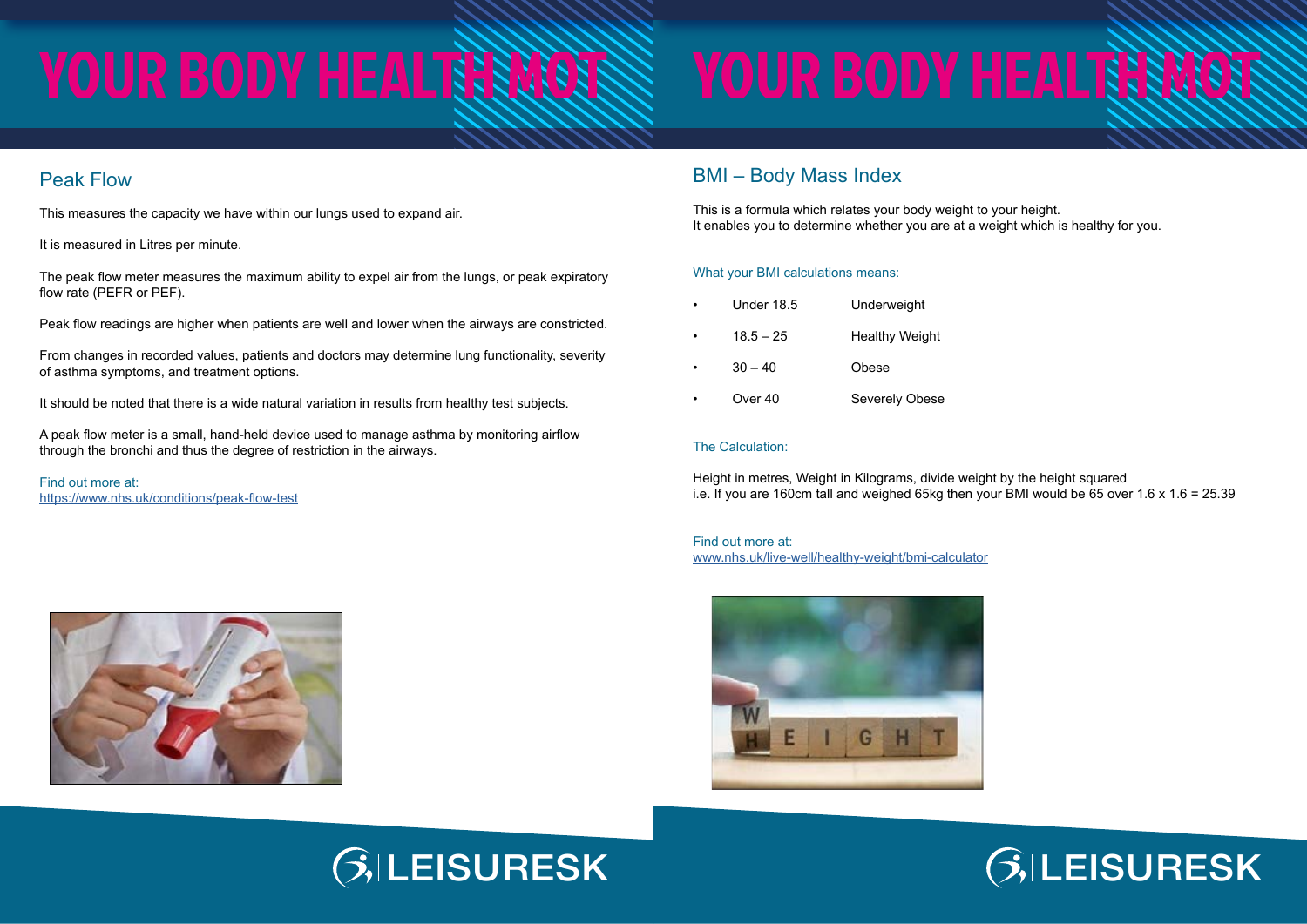# YOUR BODY HEALTH MOT

## Peak Flow

This measures the capacity we have within our lungs used to expand air.

It is measured in Litres per minute.

The peak flow meter measures the maximum ability to expel air from the lungs, or peak expiratory flow rate (PEFR or PEF).

Peak flow readings are higher when patients are well and lower when the airways are constricted.

From changes in recorded values, patients and doctors may determine lung functionality, severity of asthma symptoms, and treatment options.

It should be noted that there is a wide natural variation in results from healthy test subjects.

A peak flow meter is a small, hand-held device used to manage asthma by monitoring airflow through the bronchi and thus the degree of restriction in the airways.

Find out more at:
https://www.nhs.uk/conditions/peak-flow-test

LEISURESK

# YOUR BODY HEALTH MOT

## BMI – Body Mass Index

This is a formula which relates your body weight to your height.
It enables you to determine whether you are at a weight which is healthy for you.

### What your BMI calculations means:

- Under 18.5 — Underweight
- 18.5 – 25 — Healthy Weight
- 30 – 40 — Obese
- Over 40 — Severely Obese

### The Calculation:

Height in metres, Weight in Kilograms, divide weight by the height squared
i.e. If you are 160cm tall and weighed 65kg then your BMI would be 65 over 1.6 x 1.6 = 25.39

Find out more at:
www.nhs.uk/live-well/healthy-weight/bmi-calculator

LEISURESK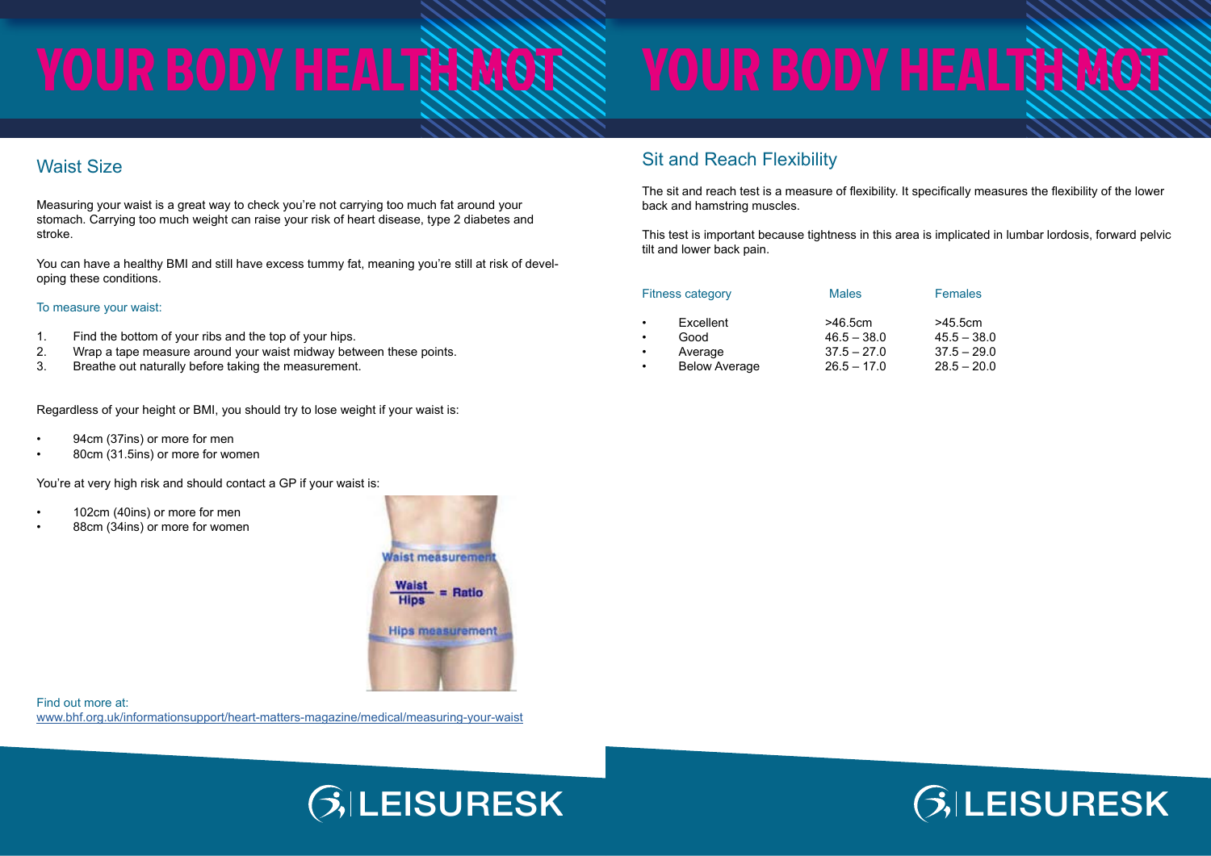# YOUR BODY HEALTH MOT

## Waist Size

Measuring your waist is a great way to check you're not carrying too much fat around your stomach. Carrying too much weight can raise your risk of heart disease, type 2 diabetes and stroke.

You can have a healthy BMI and still have excess tummy fat, meaning you're still at risk of developing these conditions.

To measure your waist:

1. Find the bottom of your ribs and the top of your hips.
2. Wrap a tape measure around your waist midway between these points.
3. Breathe out naturally before taking the measurement.

Regardless of your height or BMI, you should try to lose weight if your waist is:

- 94cm (37ins) or more for men
- 80cm (31.5ins) or more for women

You're at very high risk and should contact a GP if your waist is:

- 102cm (40ins) or more for men
- 88cm (34ins) or more for women

Waist measurement

Waist / Hips = Ratio

Hips measurement

Find out more at:
www.bhf.org.uk/informationsupport/heart-matters-magazine/medical/measuring-your-waist

LEISURESK

# YOUR BODY HEALTH MOT

## Sit and Reach Flexibility

The sit and reach test is a measure of flexibility. It specifically measures the flexibility of the lower back and hamstring muscles.

This test is important because tightness in this area is implicated in lumbar lordosis, forward pelvic tilt and lower back pain.

| Fitness category | Males | Females |
|---|---|---|
| • Excellent | >46.5cm | >45.5cm |
| • Good | 46.5 – 38.0 | 45.5 – 38.0 |
| • Average | 37.5 – 27.0 | 37.5 – 29.0 |
| • Below Average | 26.5 – 17.0 | 28.5 – 20.0 |

LEISURESK